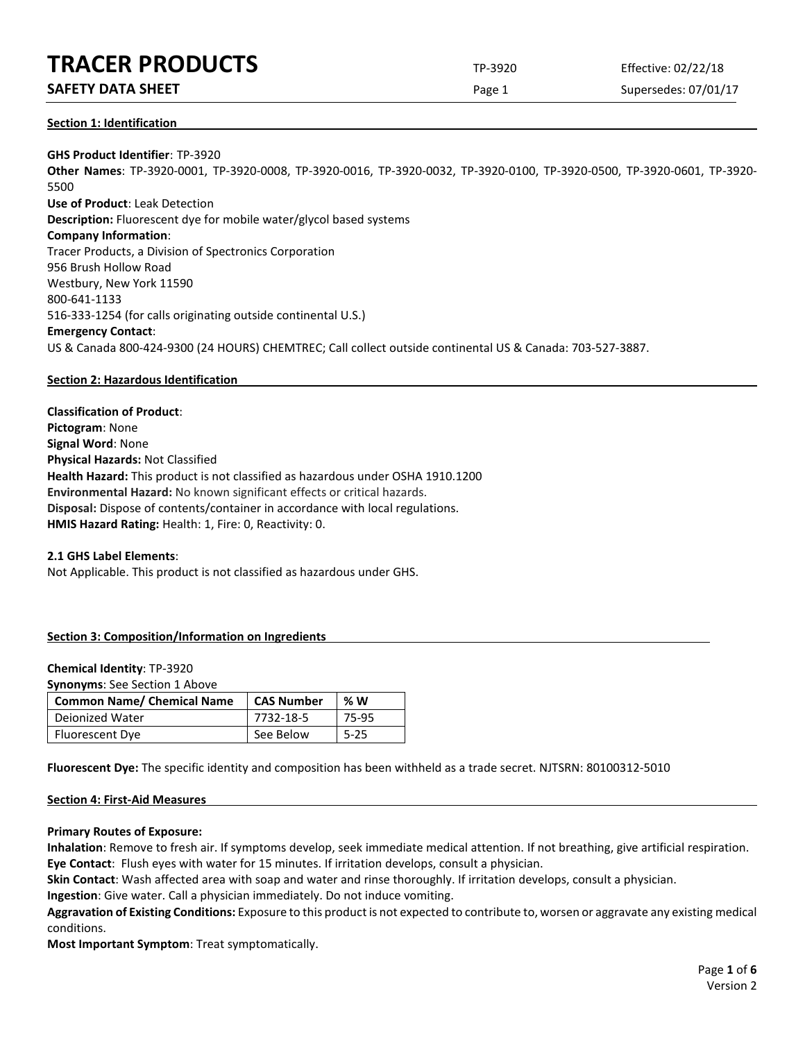# TRACER PRODUCTS

**SAFETY DATA SHEET**

TP-3920 | Effective: 02/22/18 | Supersedes: 07/01/17

## Section 1: Identification

**GHS Product Identifier**: TP-3920
**Other Names**: TP-3920-0001, TP-3920-0008, TP-3920-0016, TP-3920-0032, TP-3920-0100, TP-3920-0500, TP-3920-0601, TP-3920-5500
**Use of Product**: Leak Detection
**Description:** Fluorescent dye for mobile water/glycol based systems
**Company Information**:
Tracer Products, a Division of Spectronics Corporation
956 Brush Hollow Road
Westbury, New York 11590
800-641-1133
516-333-1254 (for calls originating outside continental U.S.)
**Emergency Contact**:
US & Canada 800-424-9300 (24 HOURS) CHEMTREC; Call collect outside continental US & Canada: 703-527-3887.

## Section 2: Hazardous Identification

**Classification of Product**:
**Pictogram**: None
**Signal Word**: None
**Physical Hazards:** Not Classified
**Health Hazard:** This product is not classified as hazardous under OSHA 1910.1200
**Environmental Hazard:** No known significant effects or critical hazards.
**Disposal:** Dispose of contents/container in accordance with local regulations.
**HMIS Hazard Rating:** Health: 1, Fire: 0, Reactivity: 0.

**2.1 GHS Label Elements**:
Not Applicable. This product is not classified as hazardous under GHS.

## Section 3: Composition/Information on Ingredients

**Chemical Identity**: TP-3920
**Synonyms**: See Section 1 Above

| Common Name/ Chemical Name | CAS Number | % W |
|---|---|---|
| Deionized Water | 7732-18-5 | 75-95 |
| Fluorescent Dye | See Below | 5-25 |

**Fluorescent Dye:** The specific identity and composition has been withheld as a trade secret. NJTSRN: 80100312-5010

## Section 4: First-Aid Measures

**Primary Routes of Exposure:**
**Inhalation**: Remove to fresh air. If symptoms develop, seek immediate medical attention. If not breathing, give artificial respiration.
**Eye Contact**: Flush eyes with water for 15 minutes. If irritation develops, consult a physician.
**Skin Contact**: Wash affected area with soap and water and rinse thoroughly. If irritation develops, consult a physician.
**Ingestion**: Give water. Call a physician immediately. Do not induce vomiting.
**Aggravation of Existing Conditions:** Exposure to this product is not expected to contribute to, worsen or aggravate any existing medical conditions.
**Most Important Symptom**: Treat symptomatically.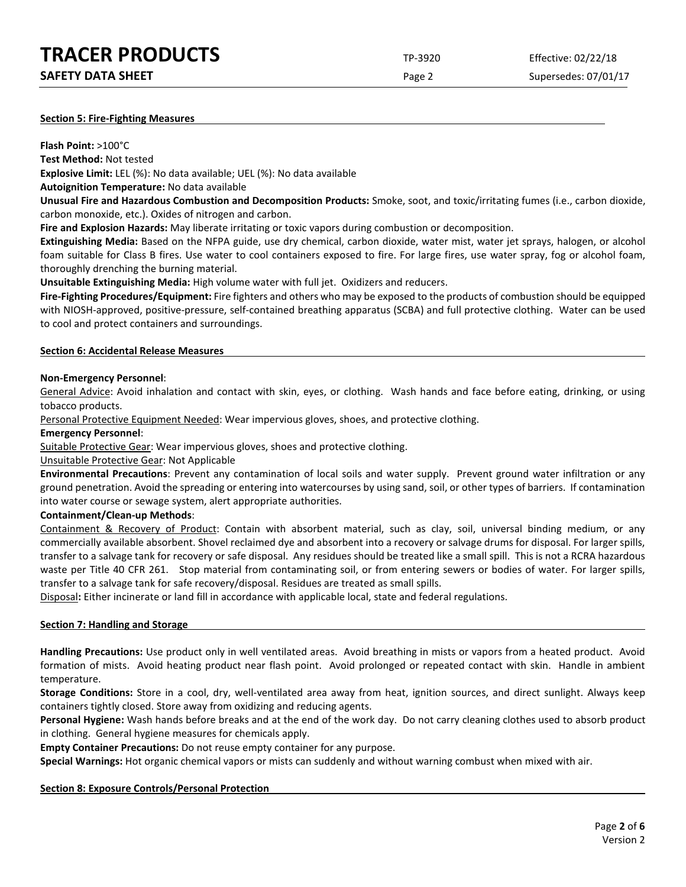## Section 5: Fire-Fighting Measures

**Flash Point:** >100°C

**Test Method:** Not tested

**Explosive Limit:** LEL (%): No data available; UEL (%): No data available

**Autoignition Temperature:** No data available

**Unusual Fire and Hazardous Combustion and Decomposition Products:** Smoke, soot, and toxic/irritating fumes (i.e., carbon dioxide, carbon monoxide, etc.). Oxides of nitrogen and carbon.

**Fire and Explosion Hazards:** May liberate irritating or toxic vapors during combustion or decomposition.

**Extinguishing Media:** Based on the NFPA guide, use dry chemical, carbon dioxide, water mist, water jet sprays, halogen, or alcohol foam suitable for Class B fires. Use water to cool containers exposed to fire. For large fires, use water spray, fog or alcohol foam, thoroughly drenching the burning material.

**Unsuitable Extinguishing Media:** High volume water with full jet. Oxidizers and reducers.

**Fire-Fighting Procedures/Equipment:** Fire fighters and others who may be exposed to the products of combustion should be equipped with NIOSH-approved, positive-pressure, self-contained breathing apparatus (SCBA) and full protective clothing. Water can be used to cool and protect containers and surroundings.

## Section 6: Accidental Release Measures

**Non-Emergency Personnel**:

General Advice: Avoid inhalation and contact with skin, eyes, or clothing. Wash hands and face before eating, drinking, or using tobacco products.

Personal Protective Equipment Needed: Wear impervious gloves, shoes, and protective clothing.

**Emergency Personnel**:

Suitable Protective Gear: Wear impervious gloves, shoes and protective clothing.

Unsuitable Protective Gear: Not Applicable

**Environmental Precautions**: Prevent any contamination of local soils and water supply. Prevent ground water infiltration or any ground penetration. Avoid the spreading or entering into watercourses by using sand, soil, or other types of barriers. If contamination into water course or sewage system, alert appropriate authorities.

**Containment/Clean-up Methods**:

Containment & Recovery of Product: Contain with absorbent material, such as clay, soil, universal binding medium, or any commercially available absorbent. Shovel reclaimed dye and absorbent into a recovery or salvage drums for disposal. For larger spills, transfer to a salvage tank for recovery or safe disposal. Any residues should be treated like a small spill. This is not a RCRA hazardous waste per Title 40 CFR 261. Stop material from contaminating soil, or from entering sewers or bodies of water. For larger spills, transfer to a salvage tank for safe recovery/disposal. Residues are treated as small spills.

Disposal**:** Either incinerate or land fill in accordance with applicable local, state and federal regulations.

## Section 7: Handling and Storage

**Handling Precautions:** Use product only in well ventilated areas. Avoid breathing in mists or vapors from a heated product. Avoid formation of mists. Avoid heating product near flash point. Avoid prolonged or repeated contact with skin. Handle in ambient temperature.

**Storage Conditions:** Store in a cool, dry, well-ventilated area away from heat, ignition sources, and direct sunlight. Always keep containers tightly closed. Store away from oxidizing and reducing agents.

**Personal Hygiene:** Wash hands before breaks and at the end of the work day. Do not carry cleaning clothes used to absorb product in clothing. General hygiene measures for chemicals apply.

**Empty Container Precautions:** Do not reuse empty container for any purpose.

**Special Warnings:** Hot organic chemical vapors or mists can suddenly and without warning combust when mixed with air.

## Section 8: Exposure Controls/Personal Protection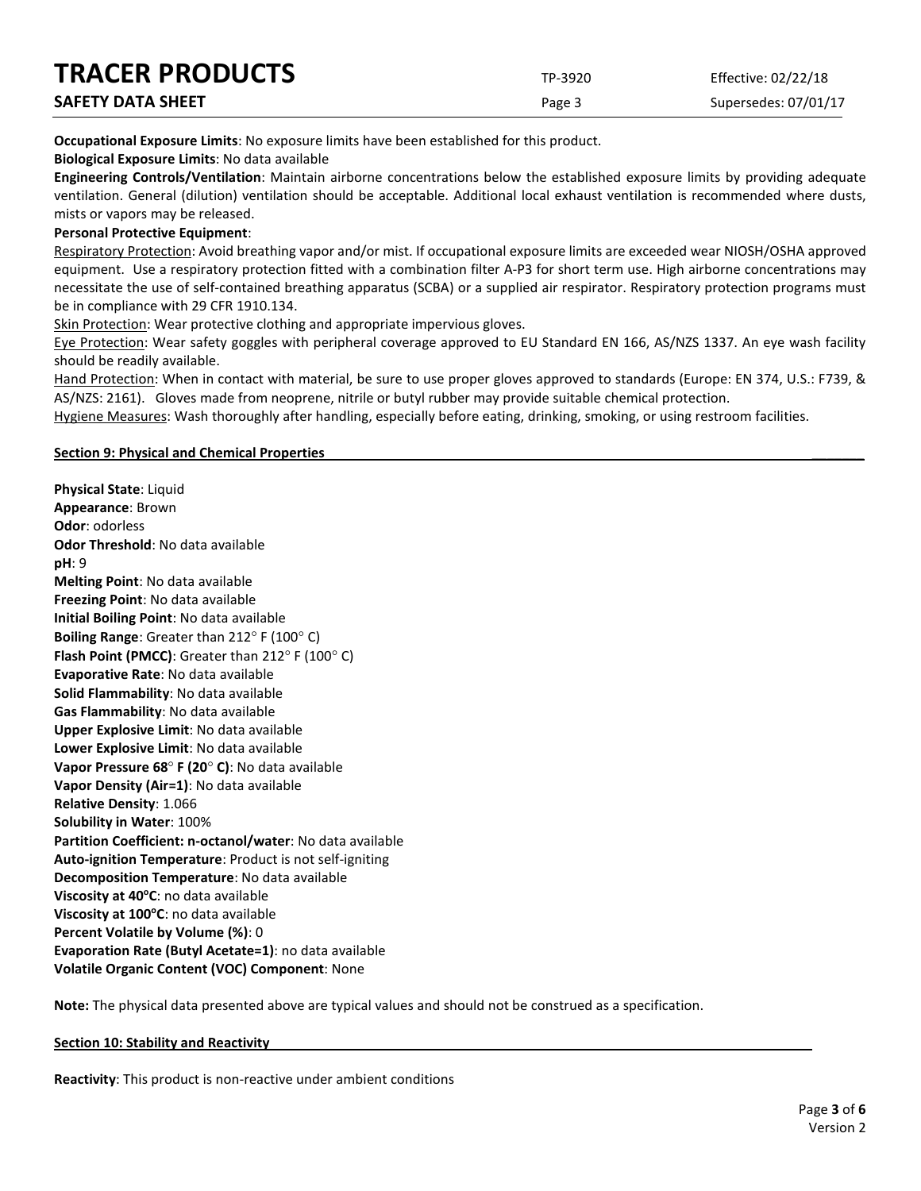**Occupational Exposure Limits**: No exposure limits have been established for this product.

**Biological Exposure Limits**: No data available

**Engineering Controls/Ventilation**: Maintain airborne concentrations below the established exposure limits by providing adequate ventilation. General (dilution) ventilation should be acceptable. Additional local exhaust ventilation is recommended where dusts, mists or vapors may be released.

**Personal Protective Equipment**:

Respiratory Protection: Avoid breathing vapor and/or mist. If occupational exposure limits are exceeded wear NIOSH/OSHA approved equipment. Use a respiratory protection fitted with a combination filter A-P3 for short term use. High airborne concentrations may necessitate the use of self-contained breathing apparatus (SCBA) or a supplied air respirator. Respiratory protection programs must be in compliance with 29 CFR 1910.134.

Skin Protection: Wear protective clothing and appropriate impervious gloves.

Eye Protection: Wear safety goggles with peripheral coverage approved to EU Standard EN 166, AS/NZS 1337. An eye wash facility should be readily available.

Hand Protection: When in contact with material, be sure to use proper gloves approved to standards (Europe: EN 374, U.S.: F739, & AS/NZS: 2161). Gloves made from neoprene, nitrile or butyl rubber may provide suitable chemical protection.

Hygiene Measures: Wash thoroughly after handling, especially before eating, drinking, smoking, or using restroom facilities.

## Section 9: Physical and Chemical Properties

**Physical State**: Liquid
**Appearance**: Brown
**Odor**: odorless
**Odor Threshold**: No data available
**pH**: 9
**Melting Point**: No data available
**Freezing Point**: No data available
**Initial Boiling Point**: No data available
**Boiling Range**: Greater than 212° F (100° C)
**Flash Point (PMCC)**: Greater than 212° F (100° C)
**Evaporative Rate**: No data available
**Solid Flammability**: No data available
**Gas Flammability**: No data available
**Upper Explosive Limit**: No data available
**Lower Explosive Limit**: No data available
**Vapor Pressure 68° F (20° C)**: No data available
**Vapor Density (Air=1)**: No data available
**Relative Density**: 1.066
**Solubility in Water**: 100%
**Partition Coefficient: n-octanol/water**: No data available
**Auto-ignition Temperature**: Product is not self-igniting
**Decomposition Temperature**: No data available
**Viscosity at 40°C**: no data available
**Viscosity at 100°C**: no data available
**Percent Volatile by Volume (%)**: 0
**Evaporation Rate (Butyl Acetate=1)**: no data available
**Volatile Organic Content (VOC) Component**: None

**Note:** The physical data presented above are typical values and should not be construed as a specification.

## Section 10: Stability and Reactivity

**Reactivity**: This product is non-reactive under ambient conditions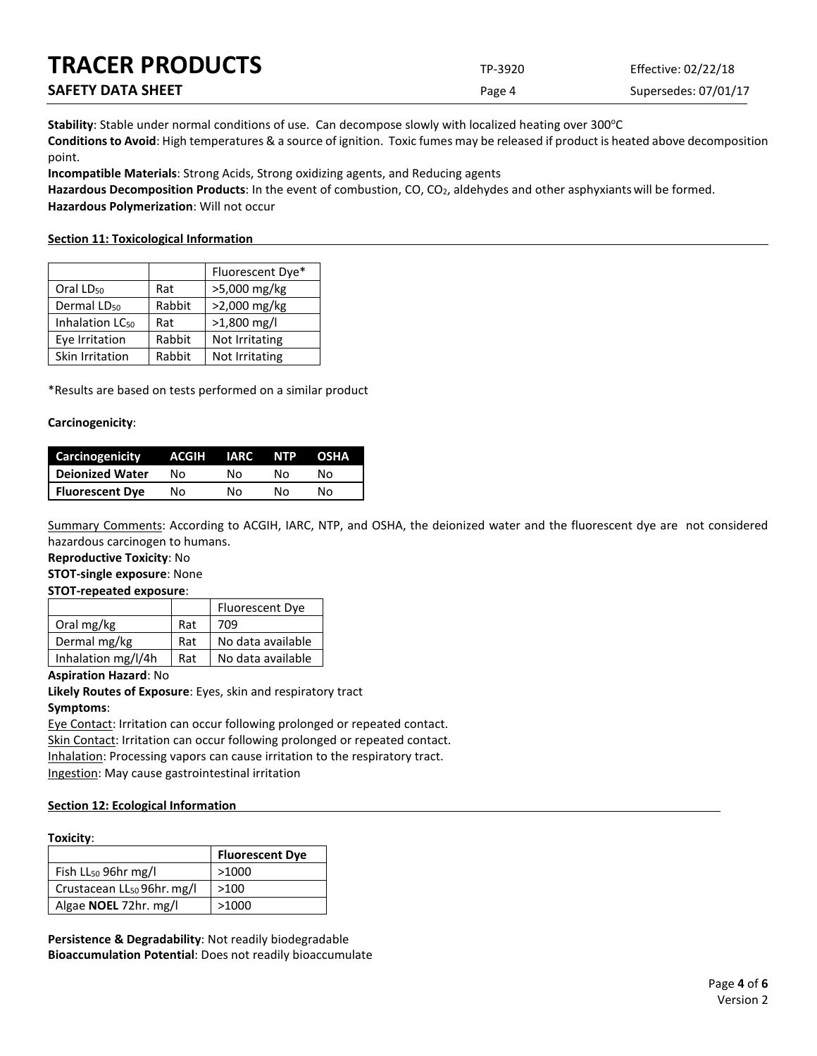**Stability**: Stable under normal conditions of use. Can decompose slowly with localized heating over 300°C

**Conditions to Avoid**: High temperatures & a source of ignition. Toxic fumes may be released if product is heated above decomposition point.

**Incompatible Materials**: Strong Acids, Strong oxidizing agents, and Reducing agents

**Hazardous Decomposition Products**: In the event of combustion, CO, $CO_2$, aldehydes and other asphyxiants will be formed.

**Hazardous Polymerization**: Will not occur

## Section 11: Toxicological Information

| | | Fluorescent Dye* |
|---|---|---|
| Oral $LD_{50}$ | Rat | >5,000 mg/kg |
| Dermal $LD_{50}$ | Rabbit | >2,000 mg/kg |
| Inhalation $LC_{50}$ | Rat | >1,800 mg/l |
| Eye Irritation | Rabbit | Not Irritating |
| Skin Irritation | Rabbit | Not Irritating |

*Results are based on tests performed on a similar product

**Carcinogenicity**:

| Carcinogenicity | ACGIH | IARC | NTP | OSHA |
|---|---|---|---|---|
| **Deionized Water** | No | No | No | No |
| **Fluorescent Dye** | No | No | No | No |

Summary Comments: According to ACGIH, IARC, NTP, and OSHA, the deionized water and the fluorescent dye are not considered hazardous carcinogen to humans.

**Reproductive Toxicity**: No

**STOT-single exposure**: None

**STOT-repeated exposure**:

| | | Fluorescent Dye |
|---|---|---|
| Oral mg/kg | Rat | 709 |
| Dermal mg/kg | Rat | No data available |
| Inhalation mg/l/4h | Rat | No data available |

**Aspiration Hazard**: No

**Likely Routes of Exposure**: Eyes, skin and respiratory tract

**Symptoms**:

Eye Contact: Irritation can occur following prolonged or repeated contact.

Skin Contact: Irritation can occur following prolonged or repeated contact.

Inhalation: Processing vapors can cause irritation to the respiratory tract.

Ingestion: May cause gastrointestinal irritation

## Section 12: Ecological Information

**Toxicity**:

| | **Fluorescent Dye** |
|---|---|
| Fish $LL_{50}$ 96hr mg/l | >1000 |
| Crustacean $LL_{50}$ 96hr. mg/l | >100 |
| Algae **NOEL** 72hr. mg/l | >1000 |

**Persistence & Degradability**: Not readily biodegradable

**Bioaccumulation Potential**: Does not readily bioaccumulate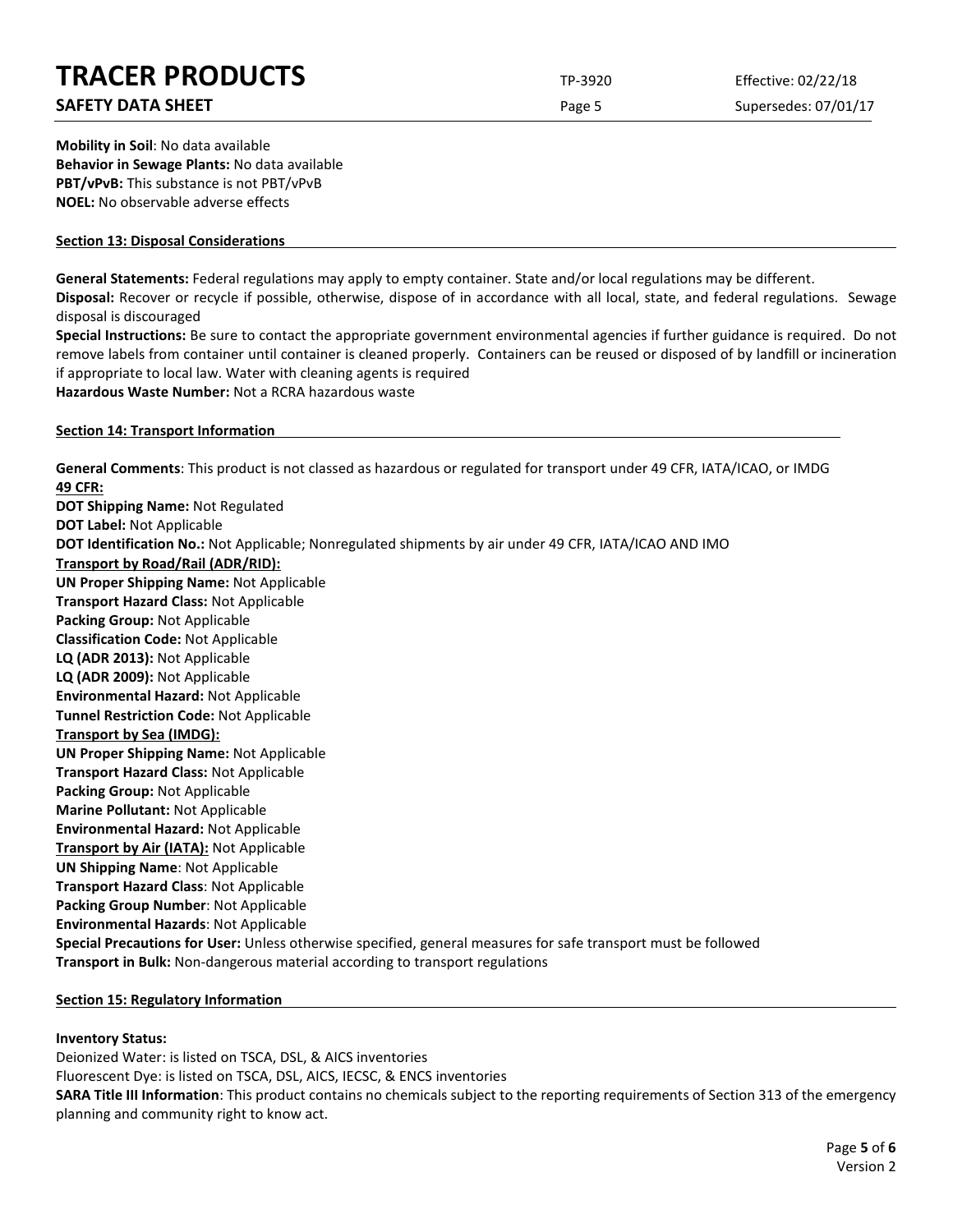**Mobility in Soil**: No data available
**Behavior in Sewage Plants:** No data available
**PBT/vPvB:** This substance is not PBT/vPvB
**NOEL:** No observable adverse effects

## Section 13: Disposal Considerations

**General Statements:** Federal regulations may apply to empty container. State and/or local regulations may be different.
**Disposal:** Recover or recycle if possible, otherwise, dispose of in accordance with all local, state, and federal regulations. Sewage disposal is discouraged
**Special Instructions:** Be sure to contact the appropriate government environmental agencies if further guidance is required. Do not remove labels from container until container is cleaned properly. Containers can be reused or disposed of by landfill or incineration if appropriate to local law. Water with cleaning agents is required
**Hazardous Waste Number:** Not a RCRA hazardous waste

## Section 14: Transport Information

**General Comments**: This product is not classed as hazardous or regulated for transport under 49 CFR, IATA/ICAO, or IMDG
**49 CFR:**
**DOT Shipping Name:** Not Regulated
**DOT Label:** Not Applicable
**DOT Identification No.:** Not Applicable; Nonregulated shipments by air under 49 CFR, IATA/ICAO AND IMO
**Transport by Road/Rail (ADR/RID):**
**UN Proper Shipping Name:** Not Applicable
**Transport Hazard Class:** Not Applicable
**Packing Group:** Not Applicable
**Classification Code:** Not Applicable
**LQ (ADR 2013):** Not Applicable
**LQ (ADR 2009):** Not Applicable
**Environmental Hazard:** Not Applicable
**Tunnel Restriction Code:** Not Applicable
**Transport by Sea (IMDG):**
**UN Proper Shipping Name:** Not Applicable
**Transport Hazard Class:** Not Applicable
**Packing Group:** Not Applicable
**Marine Pollutant:** Not Applicable
**Environmental Hazard:** Not Applicable
**Transport by Air (IATA):** Not Applicable
**UN Shipping Name**: Not Applicable
**Transport Hazard Class**: Not Applicable
**Packing Group Number**: Not Applicable
**Environmental Hazards**: Not Applicable
**Special Precautions for User:** Unless otherwise specified, general measures for safe transport must be followed
**Transport in Bulk:** Non-dangerous material according to transport regulations

## Section 15: Regulatory Information

**Inventory Status:**
Deionized Water: is listed on TSCA, DSL, & AICS inventories
Fluorescent Dye: is listed on TSCA, DSL, AICS, IECSC, & ENCS inventories
**SARA Title III Information**: This product contains no chemicals subject to the reporting requirements of Section 313 of the emergency planning and community right to know act.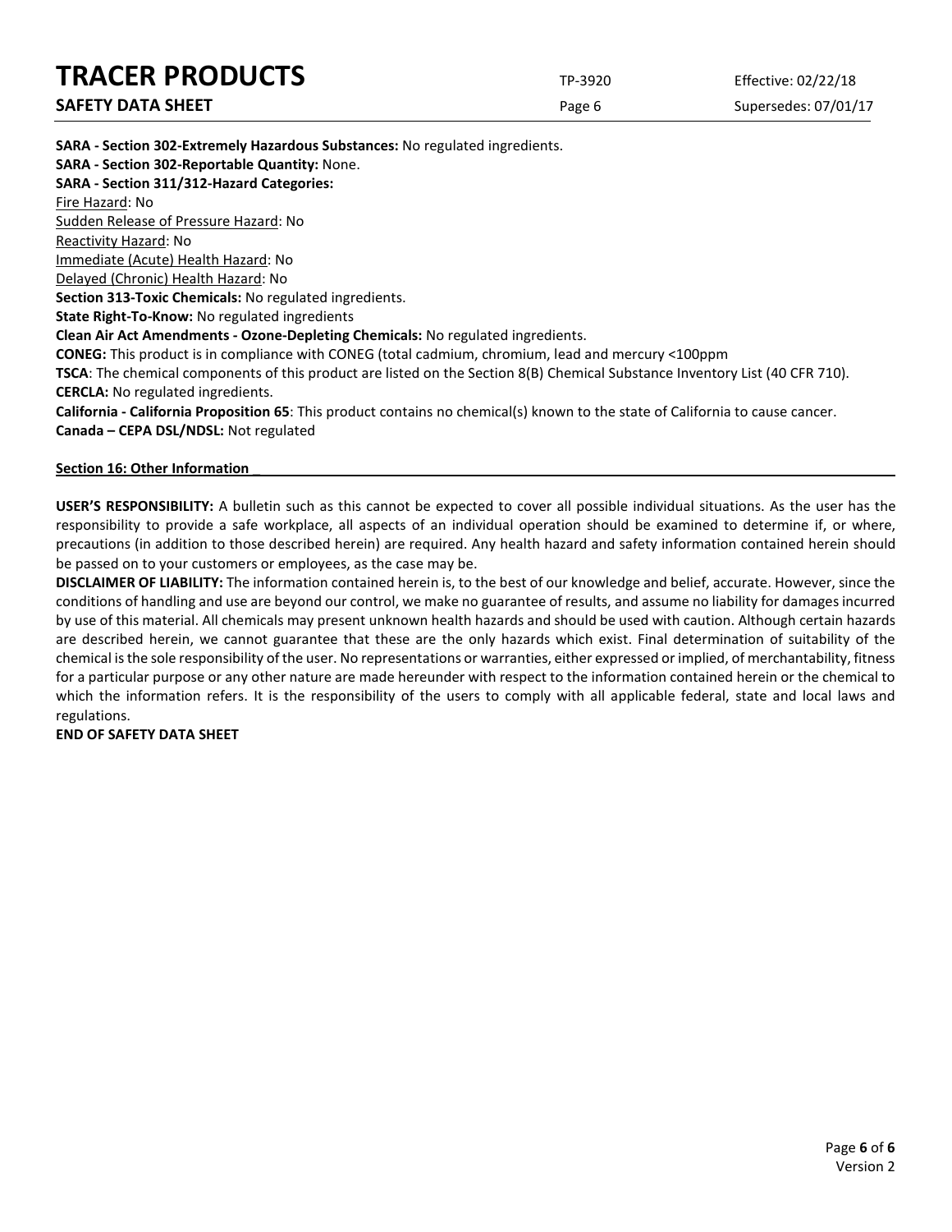**SARA - Section 302-Extremely Hazardous Substances:** No regulated ingredients.
**SARA - Section 302-Reportable Quantity:** None.
**SARA - Section 311/312-Hazard Categories:**
Fire Hazard: No
Sudden Release of Pressure Hazard: No
Reactivity Hazard: No
Immediate (Acute) Health Hazard: No
Delayed (Chronic) Health Hazard: No
**Section 313-Toxic Chemicals:** No regulated ingredients.
**State Right-To-Know:** No regulated ingredients
**Clean Air Act Amendments - Ozone-Depleting Chemicals:** No regulated ingredients.
**CONEG:** This product is in compliance with CONEG (total cadmium, chromium, lead and mercury <100ppm
**TSCA**: The chemical components of this product are listed on the Section 8(B) Chemical Substance Inventory List (40 CFR 710).
**CERCLA:** No regulated ingredients.
**California - California Proposition 65**: This product contains no chemical(s) known to the state of California to cause cancer.
**Canada – CEPA DSL/NDSL:** Not regulated

## Section 16: Other Information

**USER'S RESPONSIBILITY:** A bulletin such as this cannot be expected to cover all possible individual situations. As the user has the responsibility to provide a safe workplace, all aspects of an individual operation should be examined to determine if, or where, precautions (in addition to those described herein) are required. Any health hazard and safety information contained herein should be passed on to your customers or employees, as the case may be.

**DISCLAIMER OF LIABILITY:** The information contained herein is, to the best of our knowledge and belief, accurate. However, since the conditions of handling and use are beyond our control, we make no guarantee of results, and assume no liability for damages incurred by use of this material. All chemicals may present unknown health hazards and should be used with caution. Although certain hazards are described herein, we cannot guarantee that these are the only hazards which exist. Final determination of suitability of the chemical is the sole responsibility of the user. No representations or warranties, either expressed or implied, of merchantability, fitness for a particular purpose or any other nature are made hereunder with respect to the information contained herein or the chemical to which the information refers. It is the responsibility of the users to comply with all applicable federal, state and local laws and regulations.

**END OF SAFETY DATA SHEET**